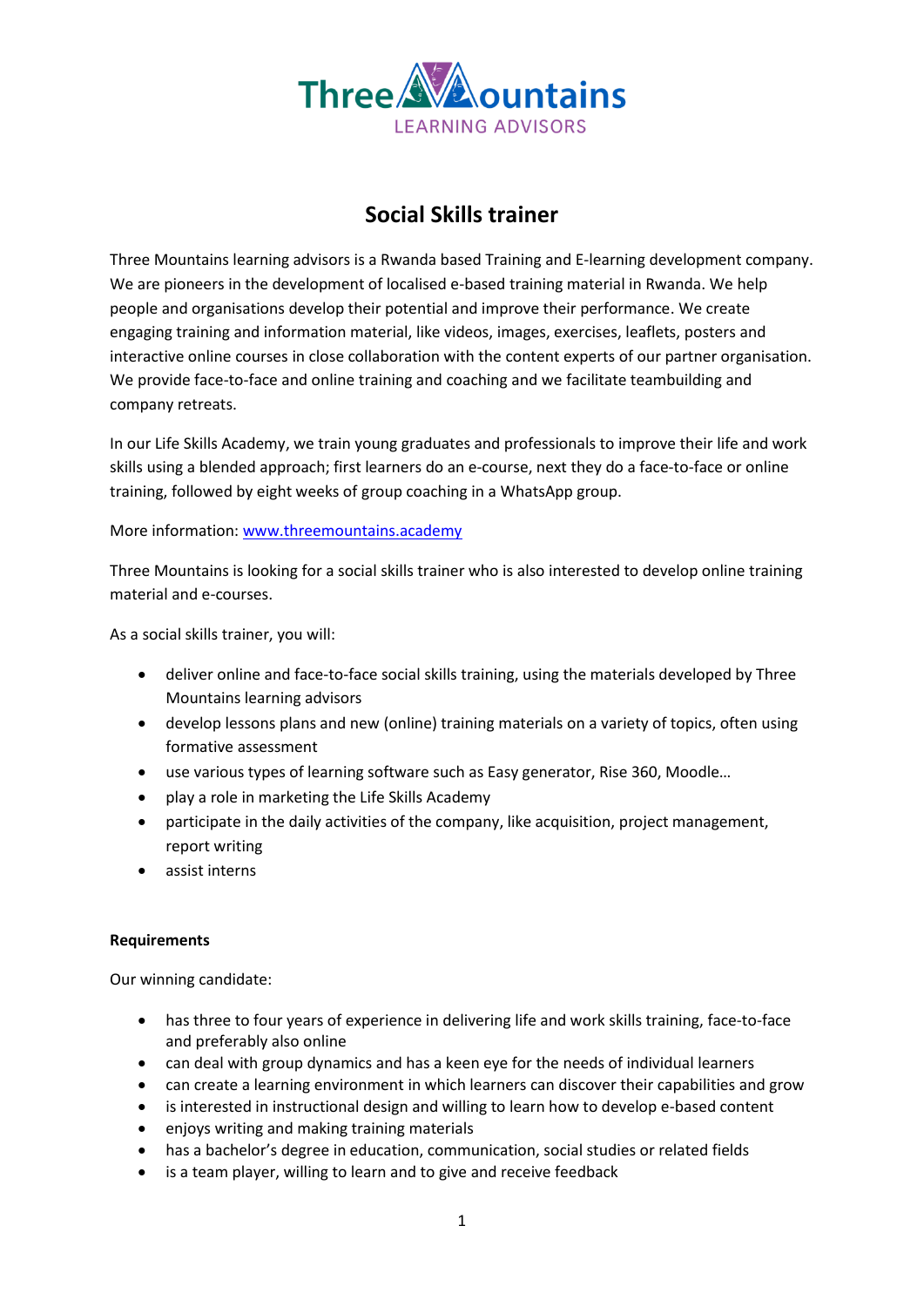# Social Skills trainer

Three Mountains learning advisors is a Rwanda based Training and E-learning development company. We are pioneers in the development of localised e-based training material in Rwanda. We help people and organisations develop their potential and improve their performance. We create engaging training and information material, like videos, images, exercises, leaflets, posters and interactive online courses in close collaboration with the content experts of our partner organisation. We provide face-to-face and online training and coaching and we facilitate teambuilding and company retreats.

In our Life Skills Academy, we train young graduates and professionals to improve their life and work skills using a blended approach; first learners do an e-course, next they do a face-to-face or online training, followed by eight weeks of group coaching in a WhatsApp group.

More information: [www.threemountains.academy](www.threemountains.academy)

Three Mountains is looking for a social skills trainer who is also interested to develop online training material and e-courses.

As a social skills trainer, you will:

- deliver online and face-to-face social skills training, using the materials developed by Three Mountains learning advisors
- develop lessons plans and new (online) training materials on a variety of topics, often using formative assessment
- use various types of learning software such as Easy generator, Rise 360, Moodle…
- play a role in marketing the Life Skills Academy
- participate in the daily activities of the company, like acquisition, project management, report writing
- assist interns

**Requirements**

Our winning candidate:

- has three to four years of experience in delivering life and work skills training, face-to-face and preferably also online
- can deal with group dynamics and has a keen eye for the needs of individual learners
- can create a learning environment in which learners can discover their capabilities and grow
- is interested in instructional design and willing to learn how to develop e-based content
- enjoys writing and making training materials
- has a bachelor's degree in education, communication, social studies or related fields
- is a team player, willing to learn and to give and receive feedback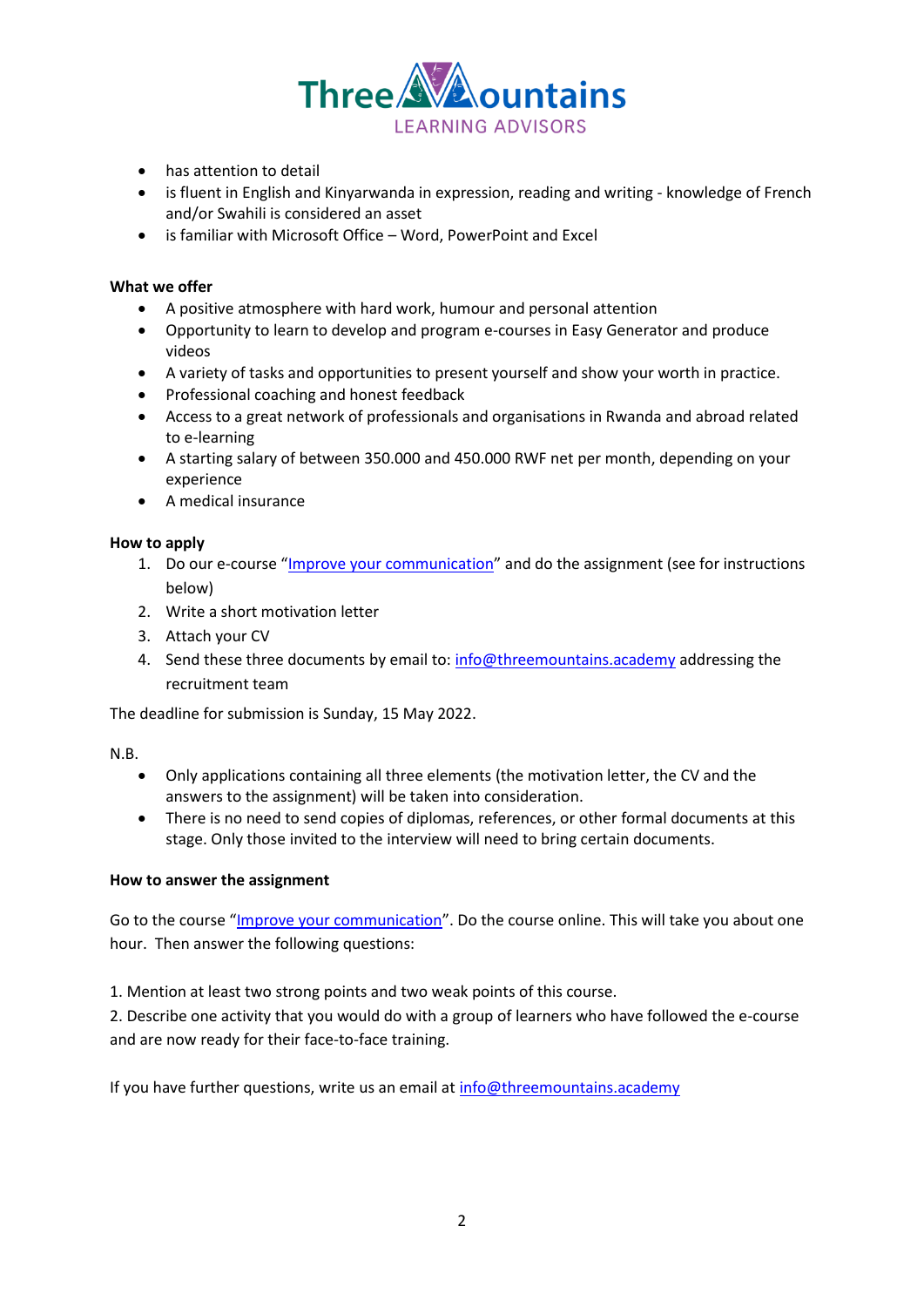- has attention to detail
- is fluent in English and Kinyarwanda in expression, reading and writing - knowledge of French and/or Swahili is considered an asset
- is familiar with Microsoft Office – Word, PowerPoint and Excel

**What we offer**

- A positive atmosphere with hard work, humour and personal attention
- Opportunity to learn to develop and program e-courses in Easy Generator and produce videos
- A variety of tasks and opportunities to present yourself and show your worth in practice.
- Professional coaching and honest feedback
- Access to a great network of professionals and organisations in Rwanda and abroad related to e-learning
- A starting salary of between 350.000 and 450.000 RWF net per month, depending on your experience
- A medical insurance

**How to apply**

1. Do our e-course "Improve your communication" and do the assignment (see for instructions below)
2. Write a short motivation letter
3. Attach your CV
4. Send these three documents by email to: info@threemountains.academy addressing the recruitment team

The deadline for submission is Sunday, 15 May 2022.

N.B.

- Only applications containing all three elements (the motivation letter, the CV and the answers to the assignment) will be taken into consideration.
- There is no need to send copies of diplomas, references, or other formal documents at this stage. Only those invited to the interview will need to bring certain documents.

**How to answer the assignment**

Go to the course "Improve your communication". Do the course online. This will take you about one hour. Then answer the following questions:

1. Mention at least two strong points and two weak points of this course.
2. Describe one activity that you would do with a group of learners who have followed the e-course and are now ready for their face-to-face training.

If you have further questions, write us an email at info@threemountains.academy